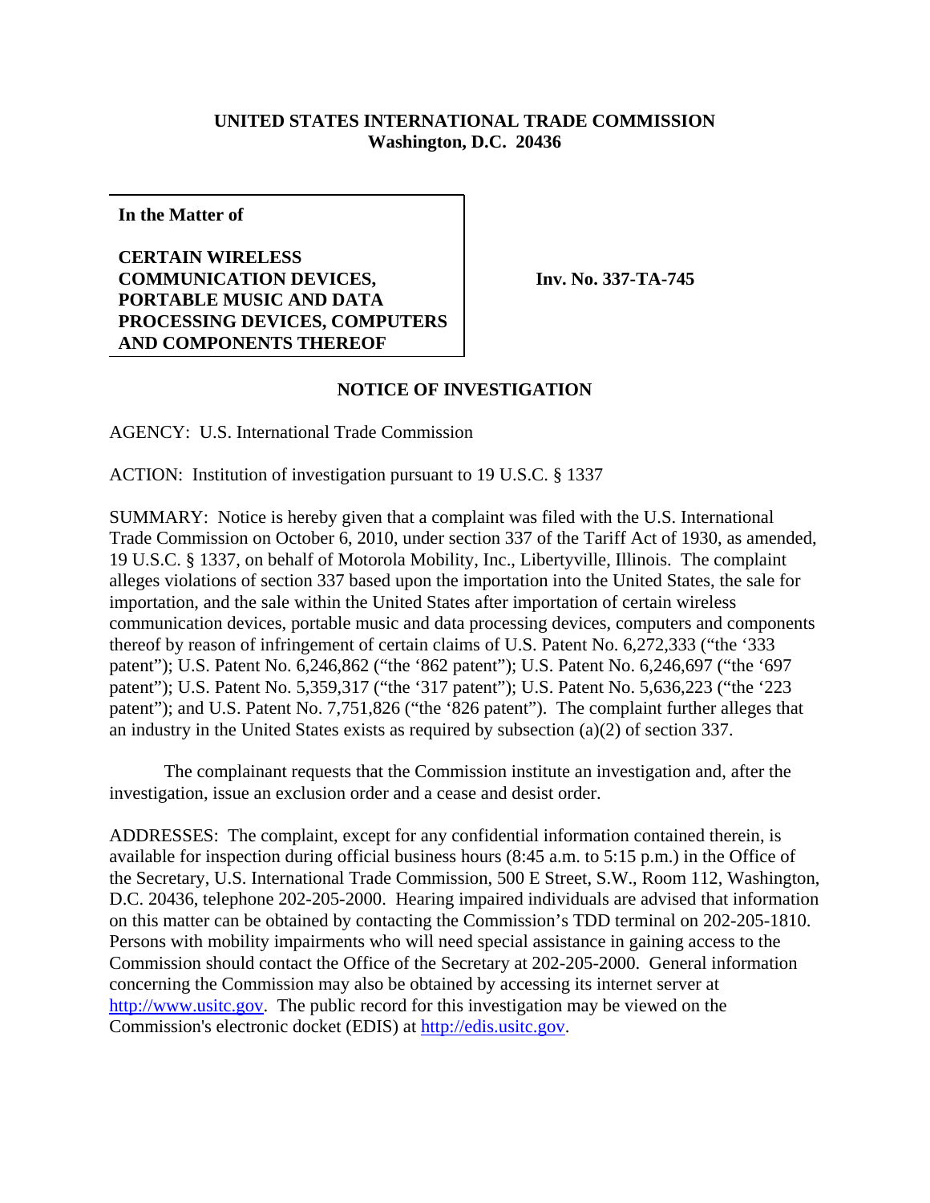**UNITED STATES INTERNATIONAL TRADE COMMISSION**
**Washington, D.C. 20436**

| **In the Matter of**<br><br>**CERTAIN WIRELESS COMMUNICATION DEVICES, PORTABLE MUSIC AND DATA PROCESSING DEVICES, COMPUTERS AND COMPONENTS THEREOF** | **Inv. No. 337-TA-745** |
|---|---|

## NOTICE OF INVESTIGATION

AGENCY: U.S. International Trade Commission

ACTION: Institution of investigation pursuant to 19 U.S.C. § 1337

SUMMARY: Notice is hereby given that a complaint was filed with the U.S. International Trade Commission on October 6, 2010, under section 337 of the Tariff Act of 1930, as amended, 19 U.S.C. § 1337, on behalf of Motorola Mobility, Inc., Libertyville, Illinois. The complaint alleges violations of section 337 based upon the importation into the United States, the sale for importation, and the sale within the United States after importation of certain wireless communication devices, portable music and data processing devices, computers and components thereof by reason of infringement of certain claims of U.S. Patent No. 6,272,333 ("the '333 patent"); U.S. Patent No. 6,246,862 ("the '862 patent"); U.S. Patent No. 6,246,697 ("the '697 patent"); U.S. Patent No. 5,359,317 ("the '317 patent"); U.S. Patent No. 5,636,223 ("the '223 patent"); and U.S. Patent No. 7,751,826 ("the '826 patent"). The complaint further alleges that an industry in the United States exists as required by subsection (a)(2) of section 337.

The complainant requests that the Commission institute an investigation and, after the investigation, issue an exclusion order and a cease and desist order.

ADDRESSES: The complaint, except for any confidential information contained therein, is available for inspection during official business hours (8:45 a.m. to 5:15 p.m.) in the Office of the Secretary, U.S. International Trade Commission, 500 E Street, S.W., Room 112, Washington, D.C. 20436, telephone 202-205-2000. Hearing impaired individuals are advised that information on this matter can be obtained by contacting the Commission's TDD terminal on 202-205-1810. Persons with mobility impairments who will need special assistance in gaining access to the Commission should contact the Office of the Secretary at 202-205-2000. General information concerning the Commission may also be obtained by accessing its internet server at http://www.usitc.gov. The public record for this investigation may be viewed on the Commission's electronic docket (EDIS) at http://edis.usitc.gov.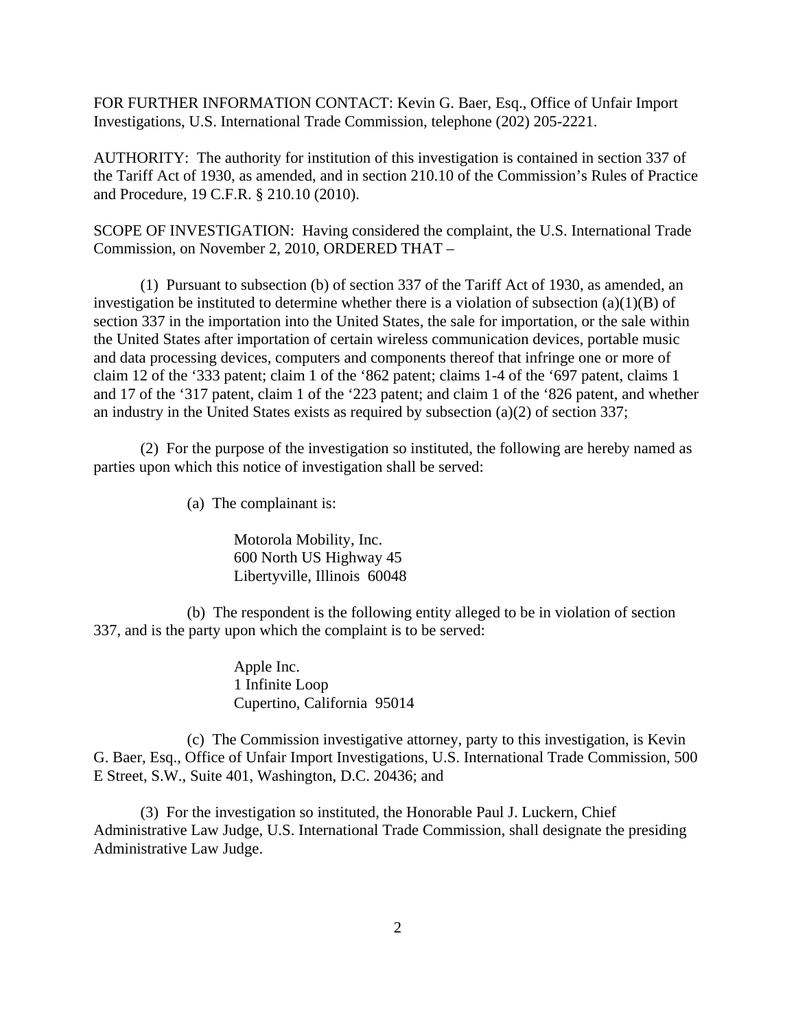FOR FURTHER INFORMATION CONTACT: Kevin G. Baer, Esq., Office of Unfair Import Investigations, U.S. International Trade Commission, telephone (202) 205-2221.

AUTHORITY: The authority for institution of this investigation is contained in section 337 of the Tariff Act of 1930, as amended, and in section 210.10 of the Commission's Rules of Practice and Procedure, 19 C.F.R. § 210.10 (2010).

SCOPE OF INVESTIGATION: Having considered the complaint, the U.S. International Trade Commission, on November 2, 2010, ORDERED THAT –

(1) Pursuant to subsection (b) of section 337 of the Tariff Act of 1930, as amended, an investigation be instituted to determine whether there is a violation of subsection (a)(1)(B) of section 337 in the importation into the United States, the sale for importation, or the sale within the United States after importation of certain wireless communication devices, portable music and data processing devices, computers and components thereof that infringe one or more of claim 12 of the '333 patent; claim 1 of the '862 patent; claims 1-4 of the '697 patent, claims 1 and 17 of the '317 patent, claim 1 of the '223 patent; and claim 1 of the '826 patent, and whether an industry in the United States exists as required by subsection (a)(2) of section 337;

(2) For the purpose of the investigation so instituted, the following are hereby named as parties upon which this notice of investigation shall be served:

(a) The complainant is:

Motorola Mobility, Inc.
600 North US Highway 45
Libertyville, Illinois 60048

(b) The respondent is the following entity alleged to be in violation of section 337, and is the party upon which the complaint is to be served:

Apple Inc.
1 Infinite Loop
Cupertino, California 95014

(c) The Commission investigative attorney, party to this investigation, is Kevin G. Baer, Esq., Office of Unfair Import Investigations, U.S. International Trade Commission, 500 E Street, S.W., Suite 401, Washington, D.C. 20436; and

(3) For the investigation so instituted, the Honorable Paul J. Luckern, Chief Administrative Law Judge, U.S. International Trade Commission, shall designate the presiding Administrative Law Judge.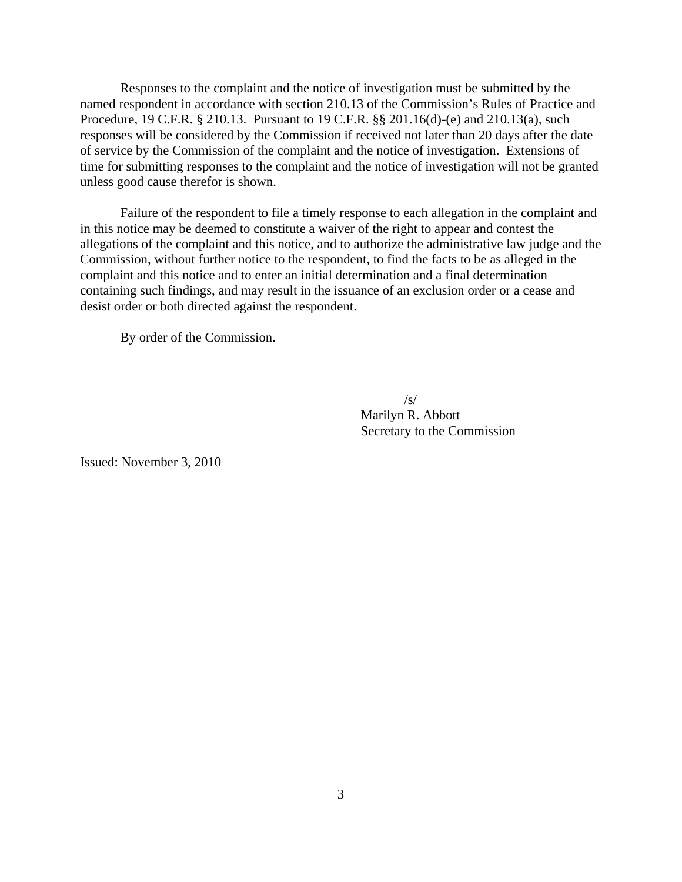Responses to the complaint and the notice of investigation must be submitted by the named respondent in accordance with section 210.13 of the Commission's Rules of Practice and Procedure, 19 C.F.R. § 210.13. Pursuant to 19 C.F.R. §§ 201.16(d)-(e) and 210.13(a), such responses will be considered by the Commission if received not later than 20 days after the date of service by the Commission of the complaint and the notice of investigation. Extensions of time for submitting responses to the complaint and the notice of investigation will not be granted unless good cause therefor is shown.

Failure of the respondent to file a timely response to each allegation in the complaint and in this notice may be deemed to constitute a waiver of the right to appear and contest the allegations of the complaint and this notice, and to authorize the administrative law judge and the Commission, without further notice to the respondent, to find the facts to be as alleged in the complaint and this notice and to enter an initial determination and a final determination containing such findings, and may result in the issuance of an exclusion order or a cease and desist order or both directed against the respondent.

By order of the Commission.

/s/
Marilyn R. Abbott
Secretary to the Commission

Issued: November 3, 2010